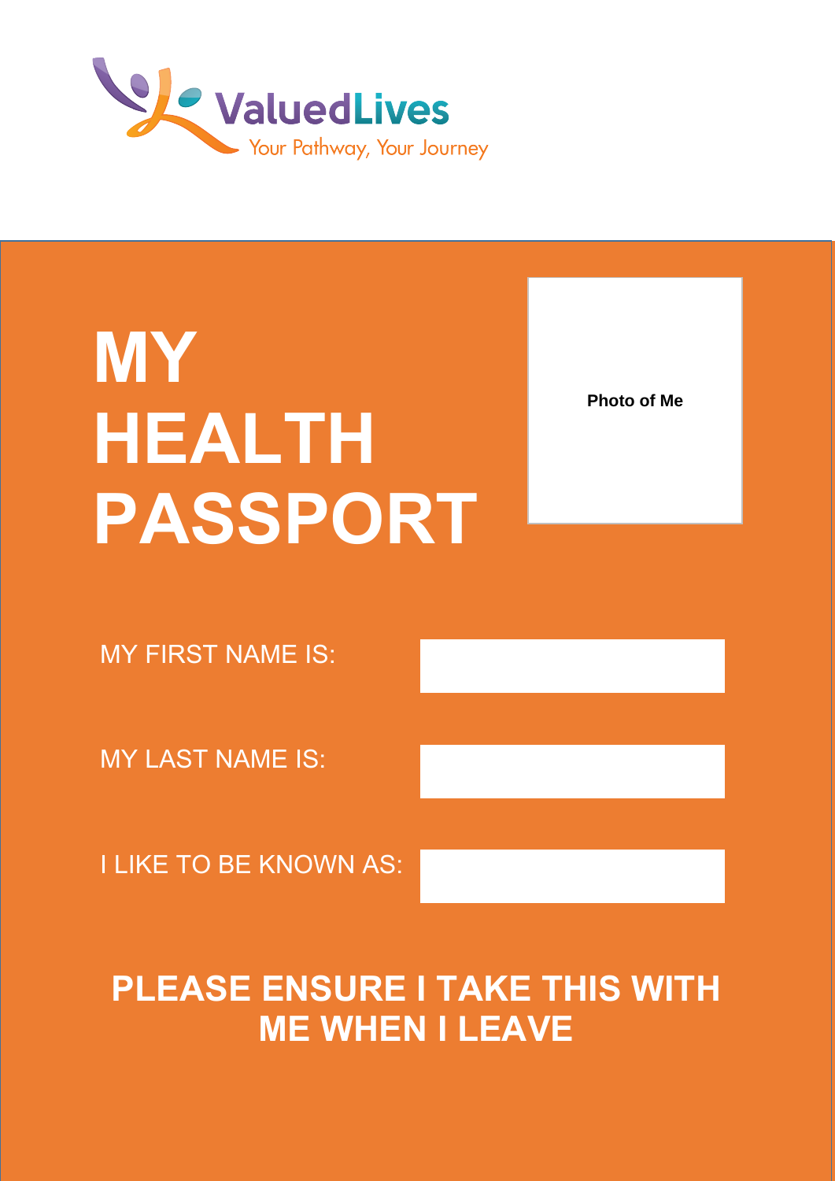ValuedLives
Your Pathway, Your Journey

# MY HEALTH PASSPORT

**Photo of Me**

| | |
|---|---|
| MY FIRST NAME IS: | |
| MY LAST NAME IS: | |
| I LIKE TO BE KNOWN AS: | |

**PLEASE ENSURE I TAKE THIS WITH ME WHEN I LEAVE**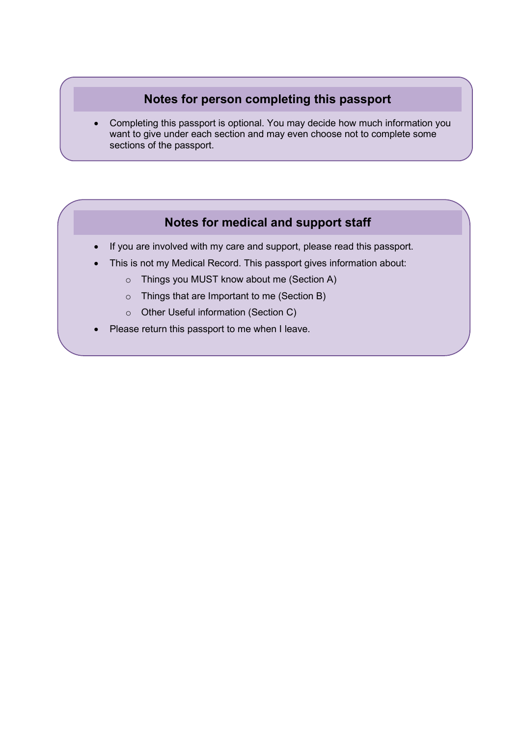## Notes for person completing this passport

- Completing this passport is optional. You may decide how much information you want to give under each section and may even choose not to complete some sections of the passport.

## Notes for medical and support staff

- If you are involved with my care and support, please read this passport.
- This is not my Medical Record. This passport gives information about:
  - Things you MUST know about me (Section A)
  - Things that are Important to me (Section B)
  - Other Useful information (Section C)
- Please return this passport to me when I leave.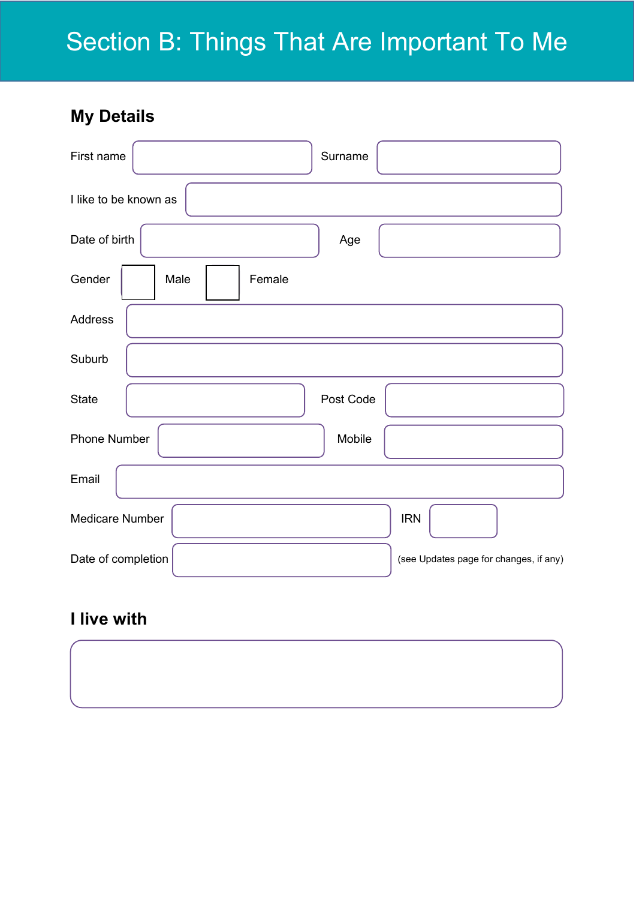# Section B: Things That Are Important To Me

## My Details

First name: ____________________ Surname: ____________________

I like to be known as: ____________________

Date of birth: ____________________ Age: ____________________

Gender: ☐ Male ☐ Female

Address: ____________________

Suburb: ____________________

State: ____________________ Post Code: ____________________

Phone Number: ____________________ Mobile: ____________________

Email: ____________________

Medicare Number: ____________________ IRN: ________

Date of completion: ____________________ (see Updates page for changes, if any)

## I live with

____________________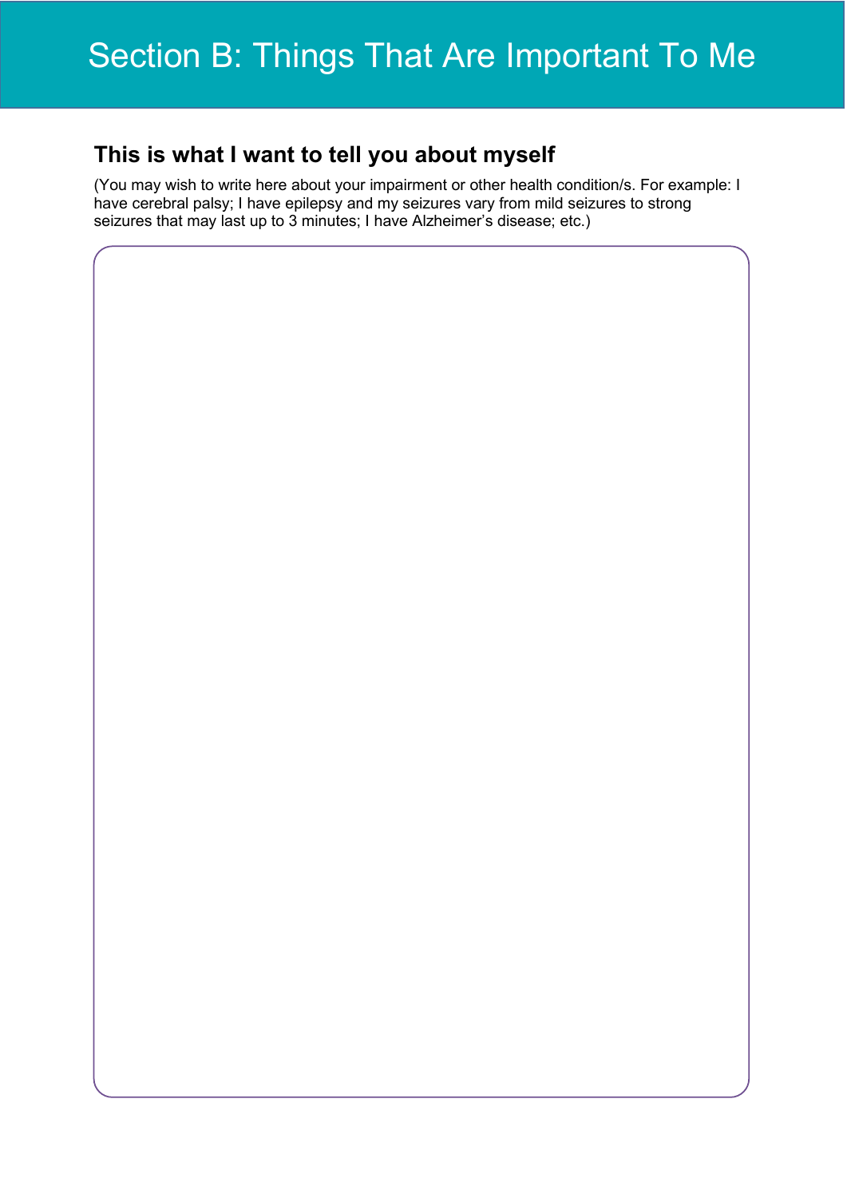# Section B: Things That Are Important To Me

## This is what I want to tell you about myself

(You may wish to write here about your impairment or other health condition/s. For example: I have cerebral palsy; I have epilepsy and my seizures vary from mild seizures to strong seizures that may last up to 3 minutes; I have Alzheimer's disease; etc.)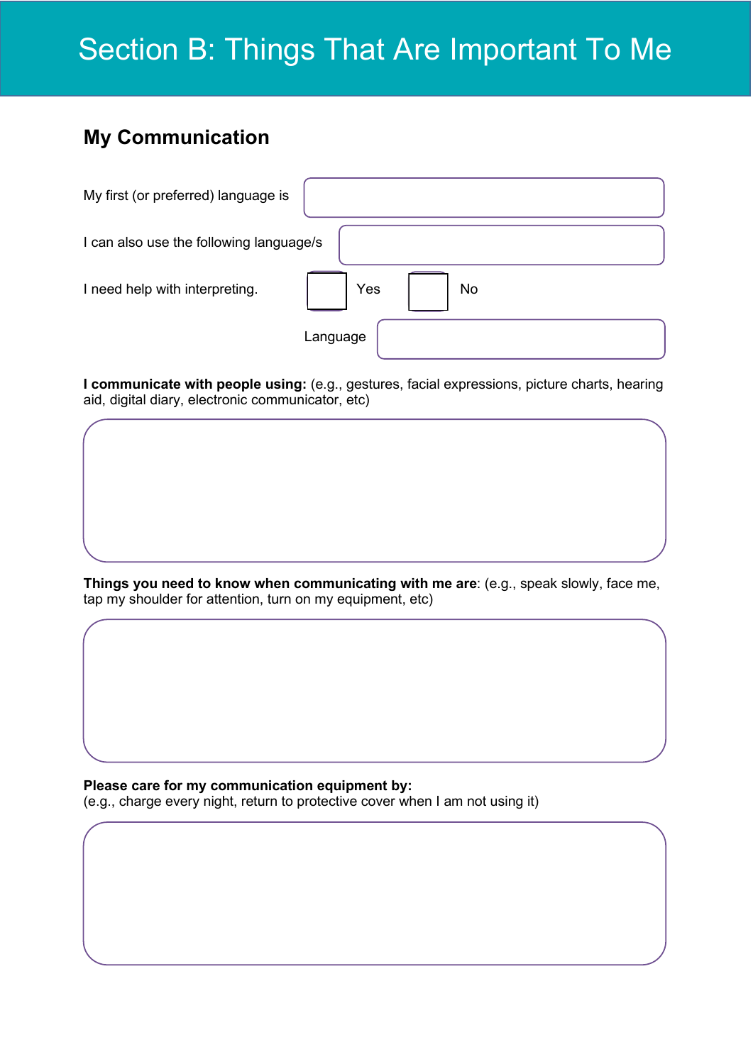# Section B: Things That Are Important To Me

## My Communication

My first (or preferred) language is

I can also use the following language/s

I need help with interpreting. ☐ Yes ☐ No

Language

**I communicate with people using:** (e.g., gestures, facial expressions, picture charts, hearing aid, digital diary, electronic communicator, etc)

**Things you need to know when communicating with me are**: (e.g., speak slowly, face me, tap my shoulder for attention, turn on my equipment, etc)

**Please care for my communication equipment by:**
(e.g., charge every night, return to protective cover when I am not using it)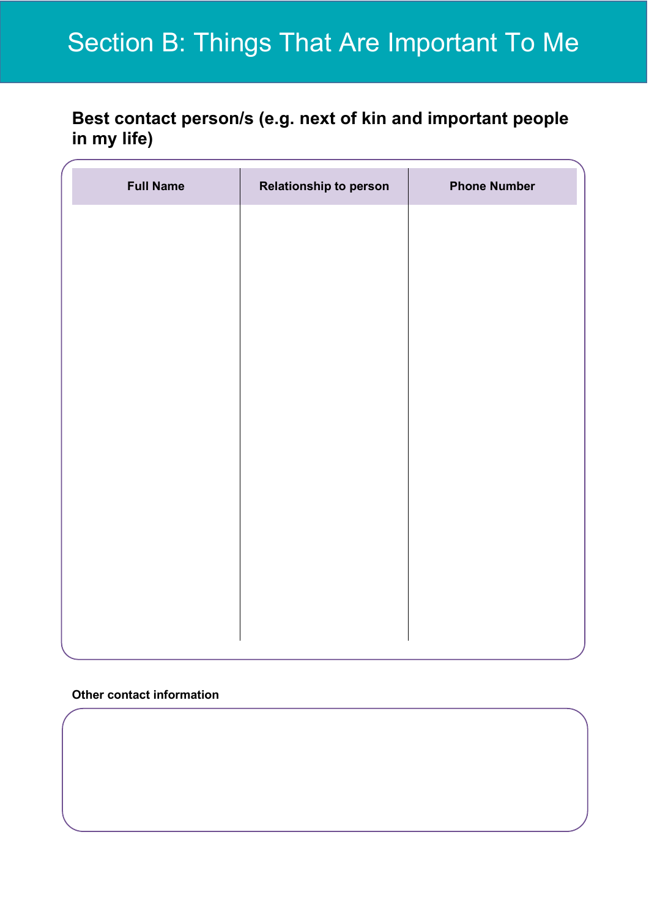# Section B: Things That Are Important To Me

## Best contact person/s (e.g. next of kin and important people in my life)

| Full Name | Relationship to person | Phone Number |
| --- | --- | --- |
| | | |

**Other contact information**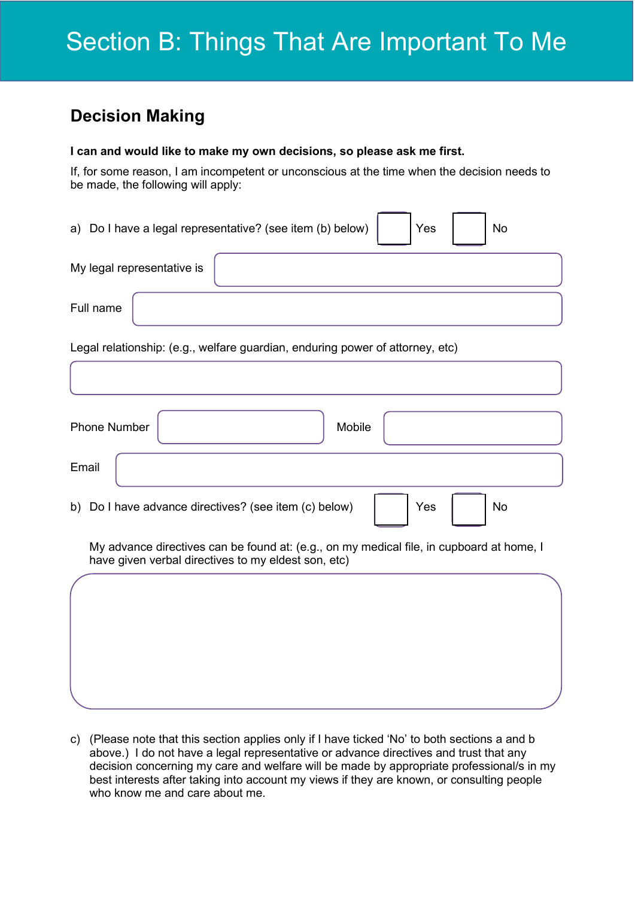# Section B: Things That Are Important To Me

## Decision Making

**I can and would like to make my own decisions, so please ask me first.**

If, for some reason, I am incompetent or unconscious at the time when the decision needs to be made, the following will apply:

a) Do I have a legal representative? (see item (b) below) ☐ Yes ☐ No

My legal representative is

Full name

Legal relationship: (e.g., welfare guardian, enduring power of attorney, etc)

Phone Number

Mobile

Email

b) Do I have advance directives? (see item (c) below) ☐ Yes ☐ No

My advance directives can be found at: (e.g., on my medical file, in cupboard at home, I have given verbal directives to my eldest son, etc)

c) (Please note that this section applies only if I have ticked 'No' to both sections a and b above.) I do not have a legal representative or advance directives and trust that any decision concerning my care and welfare will be made by appropriate professional/s in my best interests after taking into account my views if they are known, or consulting people who know me and care about me.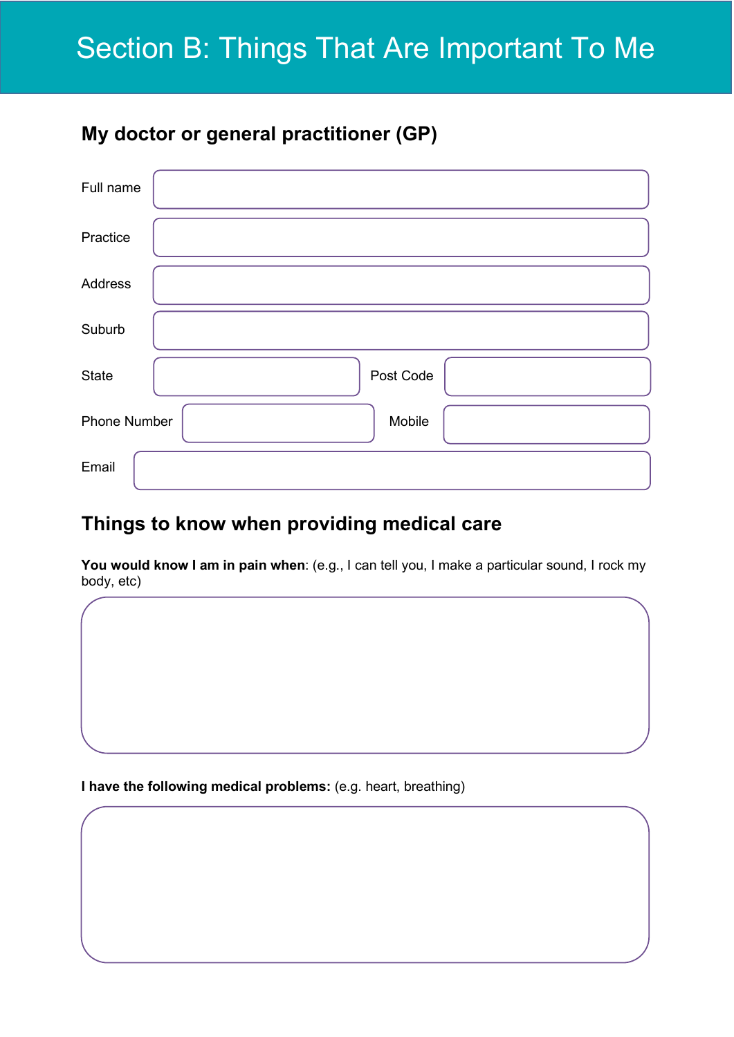# Section B: Things That Are Important To Me

## My doctor or general practitioner (GP)

Full name

Practice

Address

Suburb

State | Post Code

Phone Number | Mobile

Email

## Things to know when providing medical care

**You would know I am in pain when**: (e.g., I can tell you, I make a particular sound, I rock my body, etc)

**I have the following medical problems:** (e.g. heart, breathing)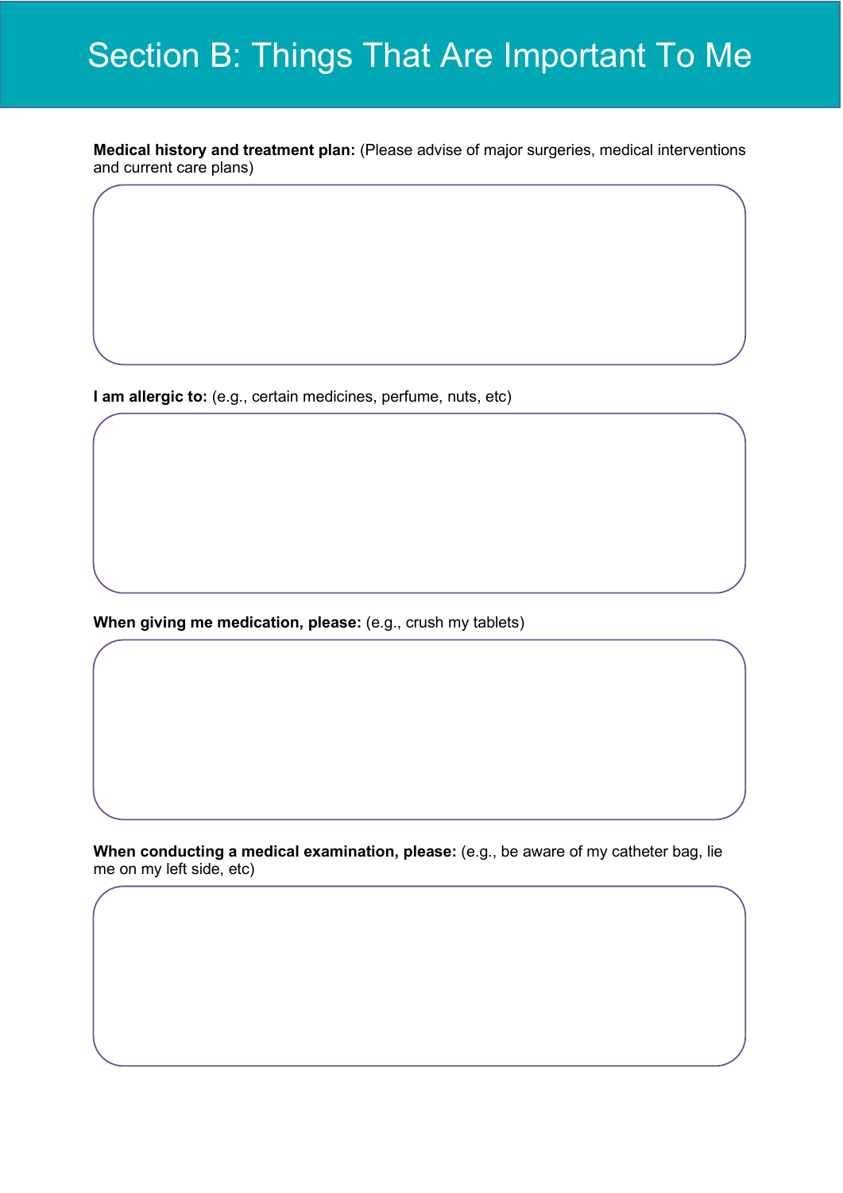# Section B: Things That Are Important To Me

**Medical history and treatment plan:** (Please advise of major surgeries, medical interventions and current care plans)

**I am allergic to:** (e.g., certain medicines, perfume, nuts, etc)

**When giving me medication, please:** (e.g., crush my tablets)

**When conducting a medical examination, please:** (e.g., be aware of my catheter bag, lie me on my left side, etc)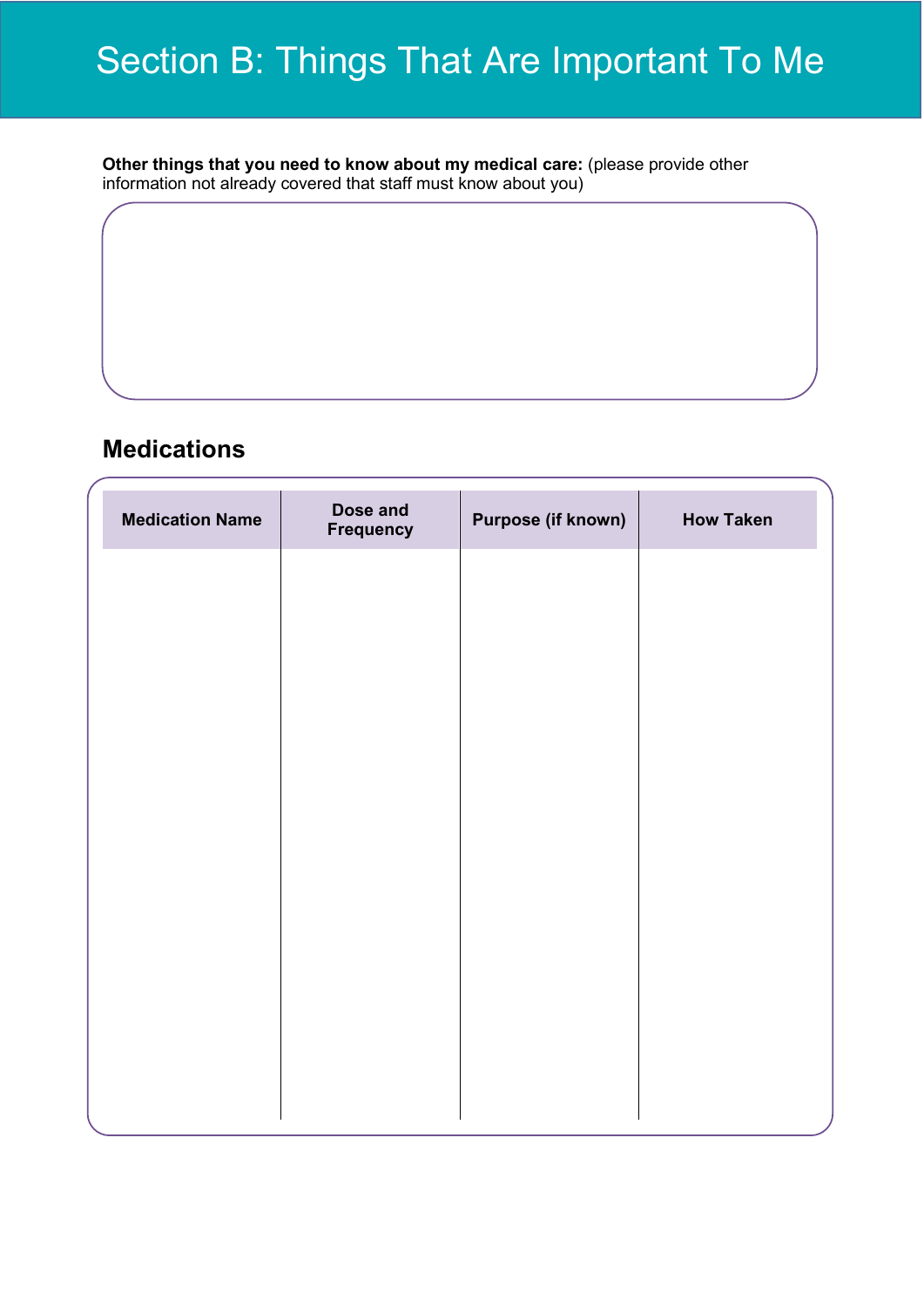# Section B: Things That Are Important To Me

**Other things that you need to know about my medical care:** (please provide other information not already covered that staff must know about you)

## Medications

| Medication Name | Dose and Frequency | Purpose (if known) | How Taken |
|---|---|---|---|
| | | | |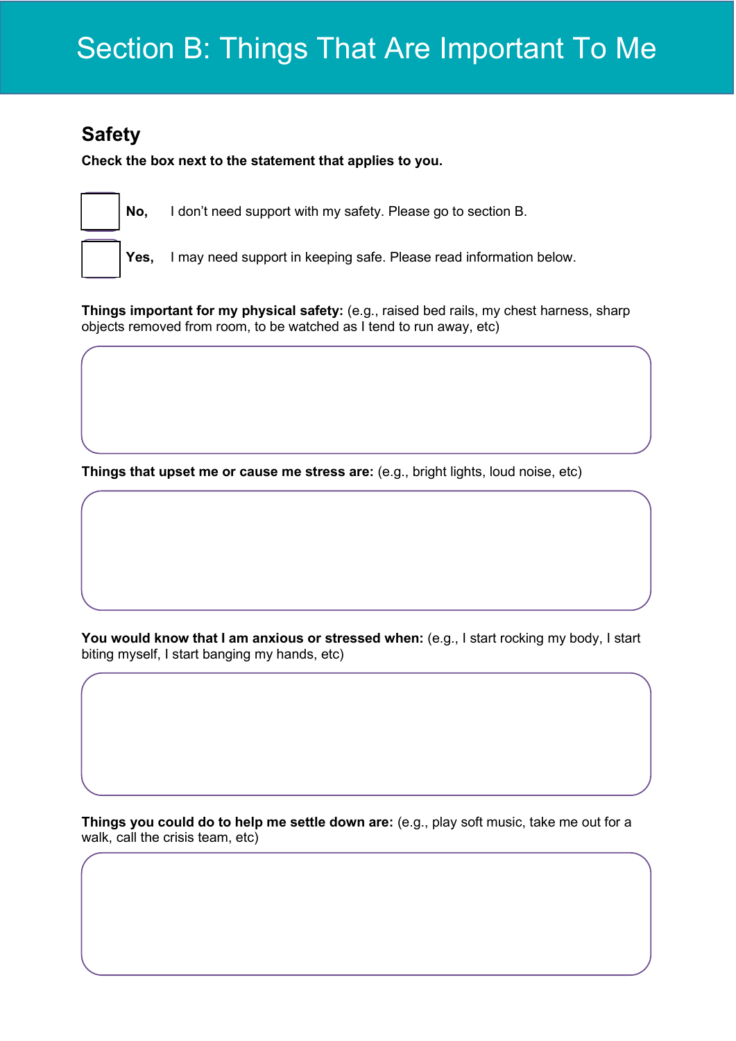# Section B: Things That Are Important To Me

## Safety

**Check the box next to the statement that applies to you.**

☐ **No,** I don't need support with my safety. Please go to section B.

☐ **Yes,** I may need support in keeping safe. Please read information below.

**Things important for my physical safety:** (e.g., raised bed rails, my chest harness, sharp objects removed from room, to be watched as I tend to run away, etc)

**Things that upset me or cause me stress are:** (e.g., bright lights, loud noise, etc)

**You would know that I am anxious or stressed when:** (e.g., I start rocking my body, I start biting myself, I start banging my hands, etc)

**Things you could do to help me settle down are:** (e.g., play soft music, take me out for a walk, call the crisis team, etc)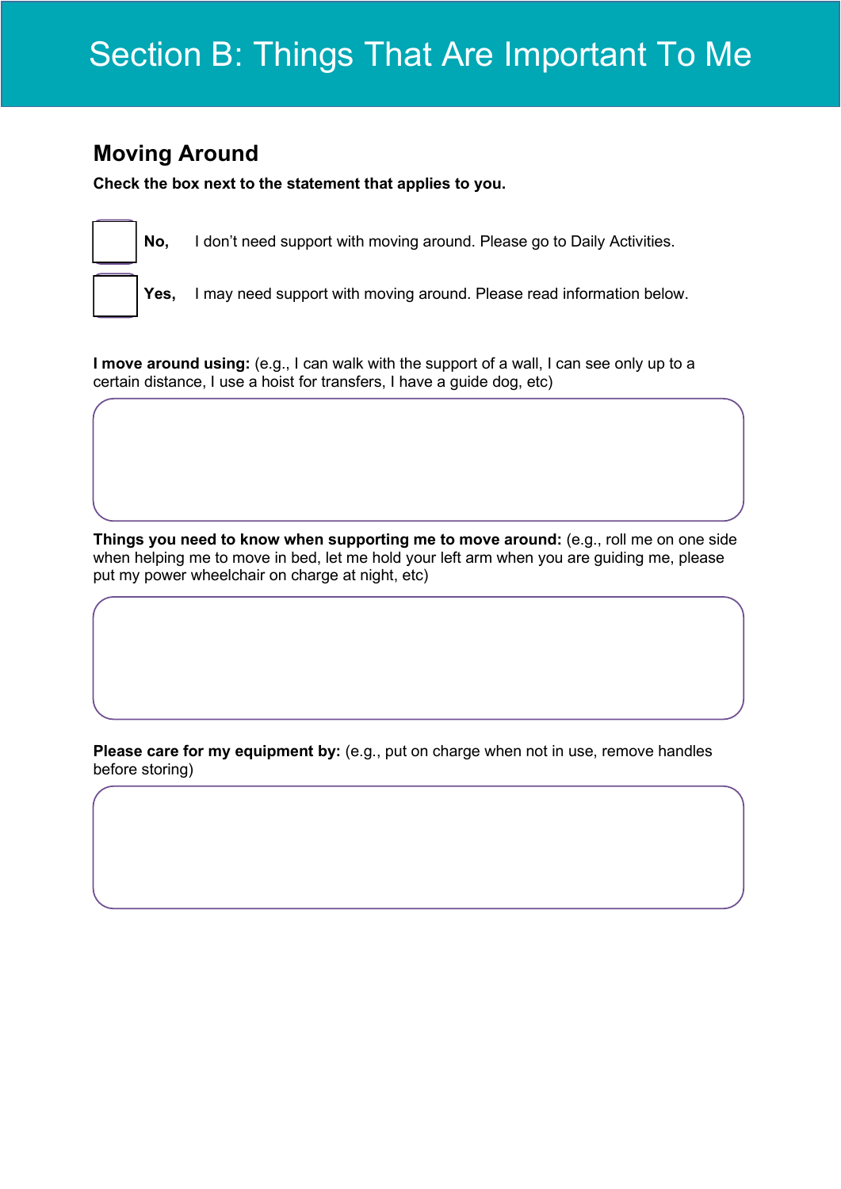# Section B: Things That Are Important To Me

## Moving Around

**Check the box next to the statement that applies to you.**

☐ **No,** I don't need support with moving around. Please go to Daily Activities.

☐ **Yes,** I may need support with moving around. Please read information below.

**I move around using:** (e.g., I can walk with the support of a wall, I can see only up to a certain distance, I use a hoist for transfers, I have a guide dog, etc)

**Things you need to know when supporting me to move around:** (e.g., roll me on one side when helping me to move in bed, let me hold your left arm when you are guiding me, please put my power wheelchair on charge at night, etc)

**Please care for my equipment by:** (e.g., put on charge when not in use, remove handles before storing)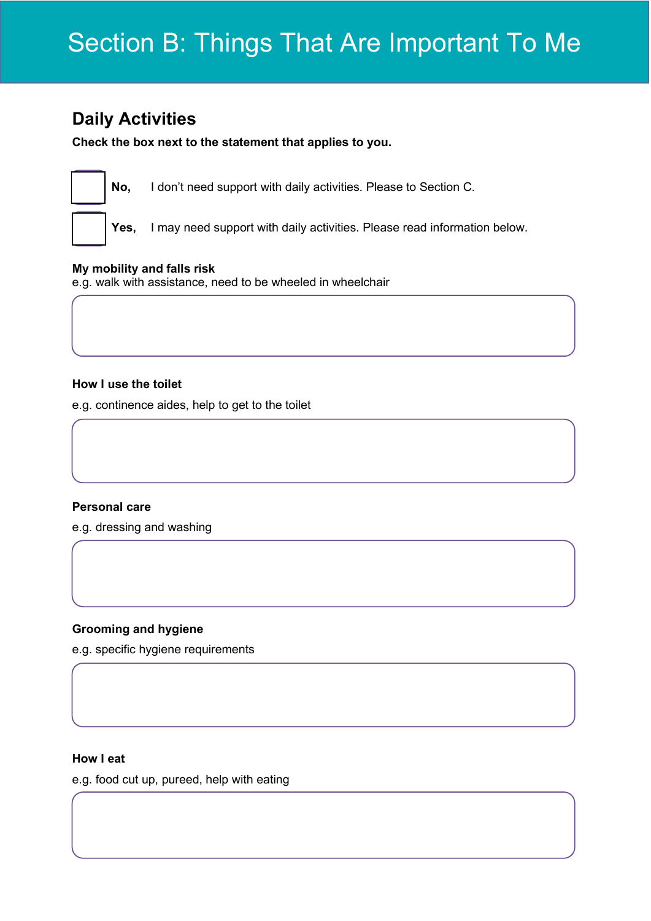# Section B: Things That Are Important To Me

## Daily Activities

**Check the box next to the statement that applies to you.**

☐ **No,** I don't need support with daily activities. Please to Section C.

☐ **Yes,** I may need support with daily activities. Please read information below.

**My mobility and falls risk**
e.g. walk with assistance, need to be wheeled in wheelchair

**How I use the toilet**

e.g. continence aides, help to get to the toilet

**Personal care**

e.g. dressing and washing

**Grooming and hygiene**

e.g. specific hygiene requirements

**How I eat**

e.g. food cut up, pureed, help with eating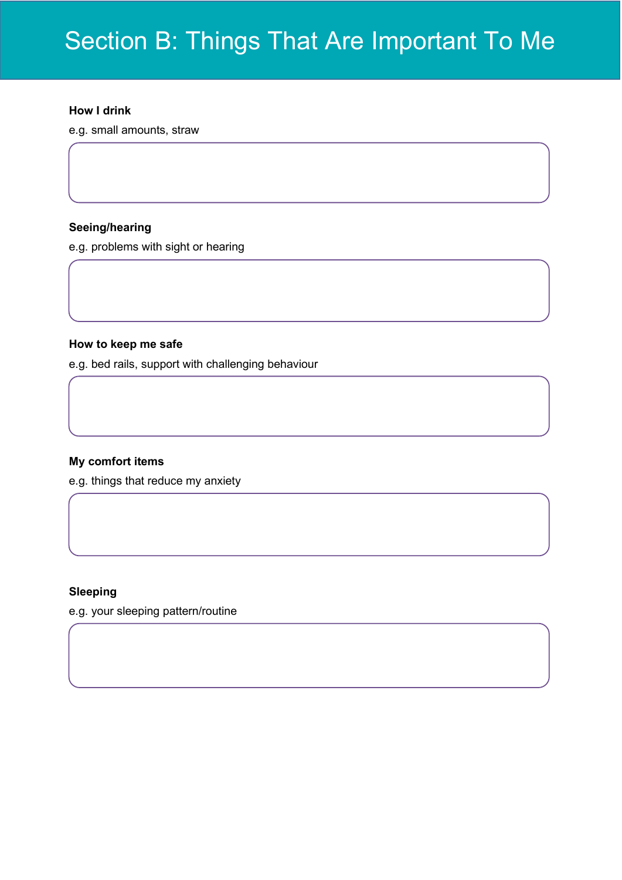# Section B: Things That Are Important To Me

**How I drink**

e.g. small amounts, straw

**Seeing/hearing**

e.g. problems with sight or hearing

**How to keep me safe**

e.g. bed rails, support with challenging behaviour

**My comfort items**

e.g. things that reduce my anxiety

**Sleeping**

e.g. your sleeping pattern/routine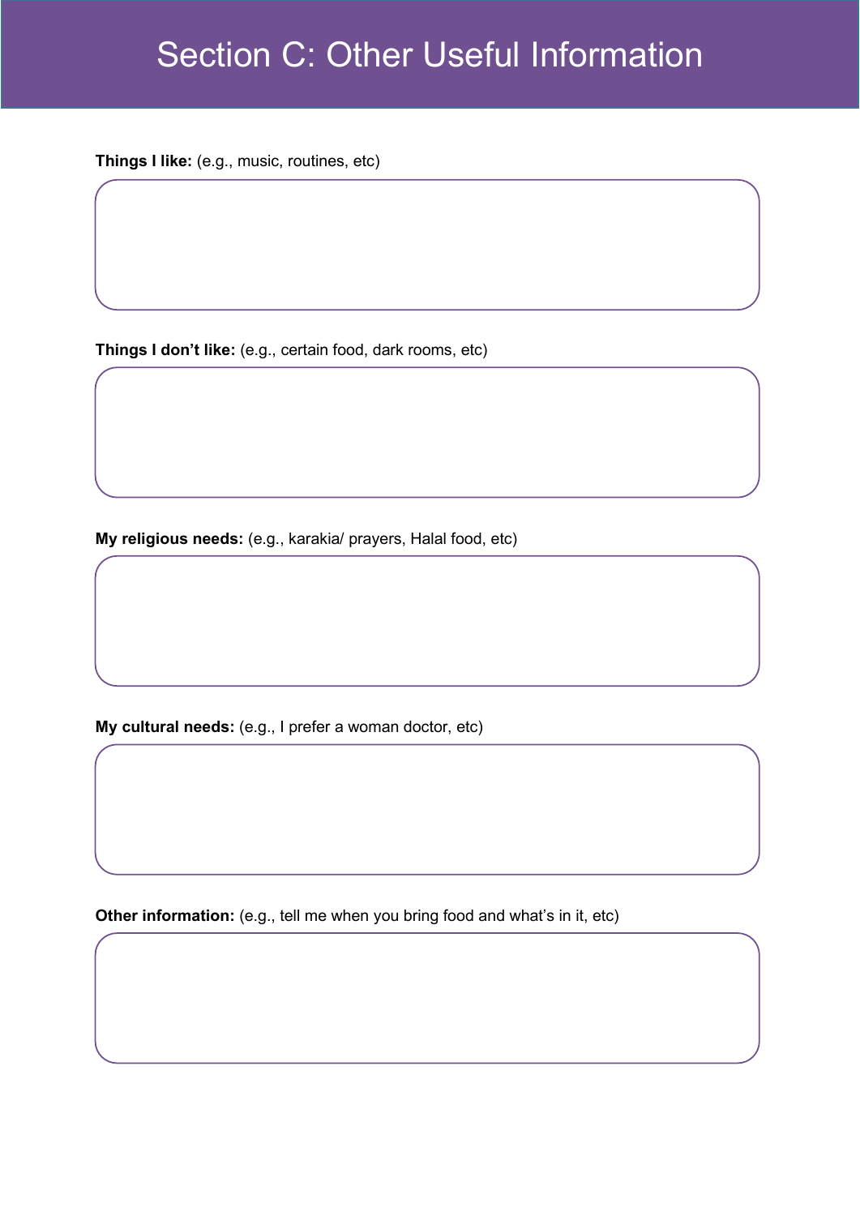# Section C: Other Useful Information

**Things I like:** (e.g., music, routines, etc)

**Things I don't like:** (e.g., certain food, dark rooms, etc)

**My religious needs:** (e.g., karakia/ prayers, Halal food, etc)

**My cultural needs:** (e.g., I prefer a woman doctor, etc)

**Other information:** (e.g., tell me when you bring food and what's in it, etc)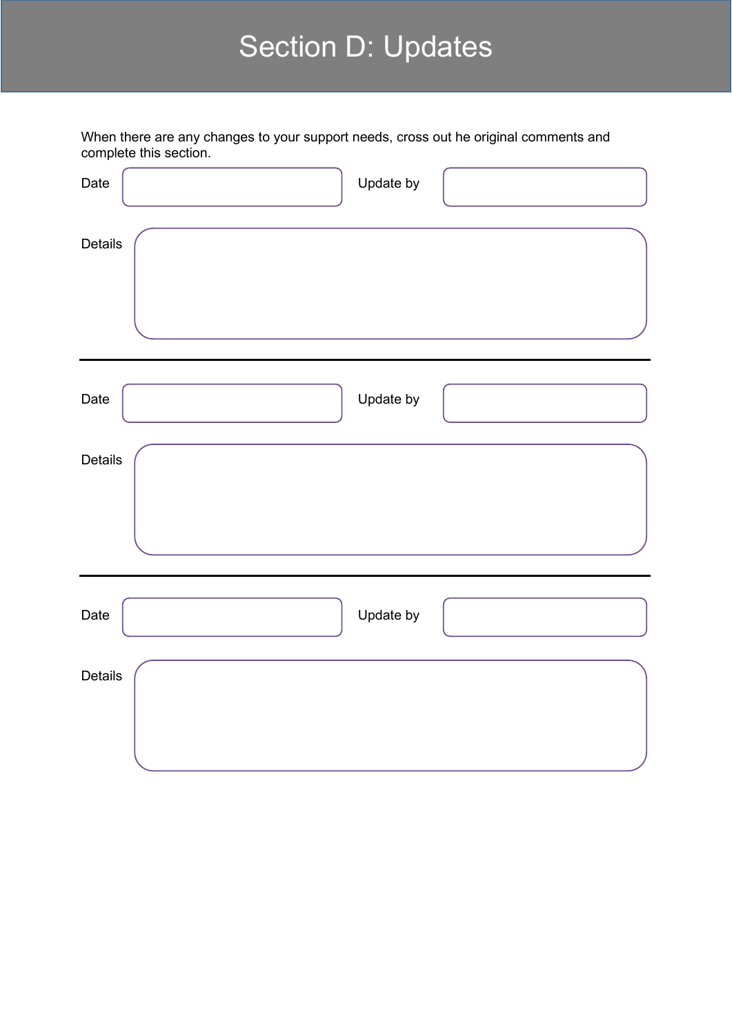# Section D: Updates

When there are any changes to your support needs, cross out he original comments and complete this section.

Date

Update by

Details

---

Date

Update by

Details

---

Date

Update by

Details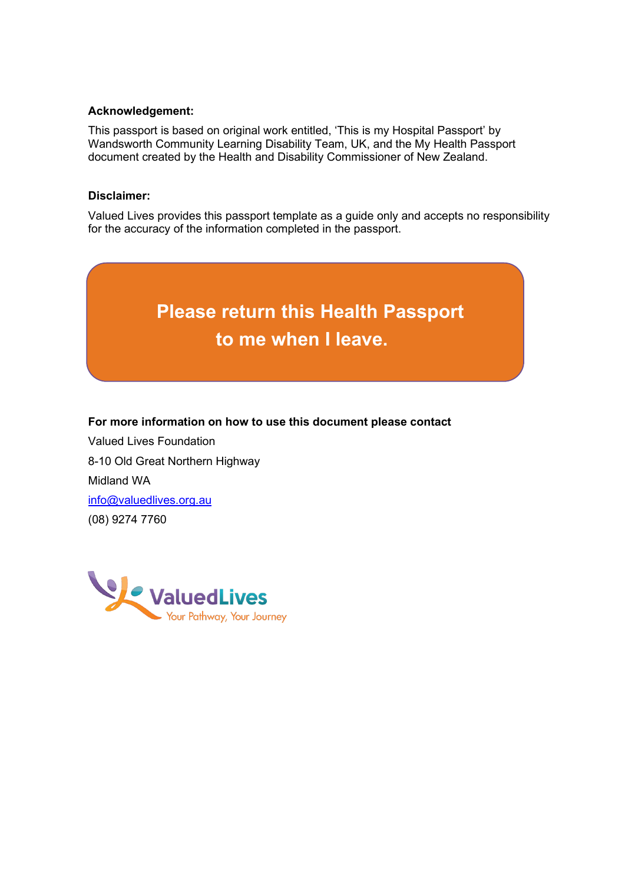**Acknowledgement:**

This passport is based on original work entitled, 'This is my Hospital Passport' by Wandsworth Community Learning Disability Team, UK, and the My Health Passport document created by the Health and Disability Commissioner of New Zealand.

**Disclaimer:**

Valued Lives provides this passport template as a guide only and accepts no responsibility for the accuracy of the information completed in the passport.

**Please return this Health Passport to me when I leave.**

**For more information on how to use this document please contact**

Valued Lives Foundation

8-10 Old Great Northern Highway

Midland WA

info@valuedlives.org.au

(08) 9274 7760

ValuedLives

Your Pathway, Your Journey